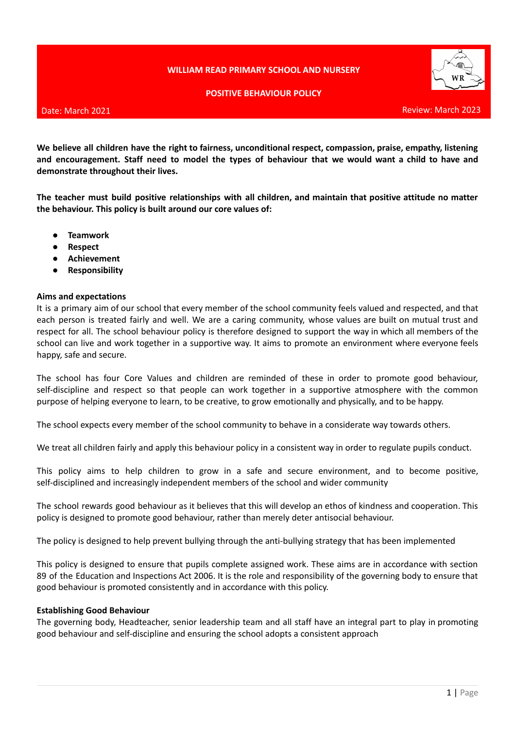# WILLIAM READ PRIMARY SCHOOL AND NURSERY

## POSITIVE BEHAVIOUR POLICY

Date: March 2021 Review: March 2023

**We believe all children have the right to fairness, unconditional respect, compassion, praise, empathy, listening and encouragement. Staff need to model the types of behaviour that we would want a child to have and demonstrate throughout their lives.**

**The teacher must build positive relationships with all children, and maintain that positive attitude no matter the behaviour. This policy is built around our core values of:**

- **Teamwork**
- **Respect**
- **Achievement**
- **Responsibility**

**Aims and expectations**

It is a primary aim of our school that every member of the school community feels valued and respected, and that each person is treated fairly and well. We are a caring community, whose values are built on mutual trust and respect for all. The school behaviour policy is therefore designed to support the way in which all members of the school can live and work together in a supportive way. It aims to promote an environment where everyone feels happy, safe and secure.

The school has four Core Values and children are reminded of these in order to promote good behaviour, self-discipline and respect so that people can work together in a supportive atmosphere with the common purpose of helping everyone to learn, to be creative, to grow emotionally and physically, and to be happy.

The school expects every member of the school community to behave in a considerate way towards others.

We treat all children fairly and apply this behaviour policy in a consistent way in order to regulate pupils conduct.

This policy aims to help children to grow in a safe and secure environment, and to become positive, self-disciplined and increasingly independent members of the school and wider community

The school rewards good behaviour as it believes that this will develop an ethos of kindness and cooperation. This policy is designed to promote good behaviour, rather than merely deter antisocial behaviour.

The policy is designed to help prevent bullying through the anti-bullying strategy that has been implemented

This policy is designed to ensure that pupils complete assigned work. These aims are in accordance with section 89 of the Education and Inspections Act 2006. It is the role and responsibility of the governing body to ensure that good behaviour is promoted consistently and in accordance with this policy.

**Establishing Good Behaviour**

The governing body, Headteacher, senior leadership team and all staff have an integral part to play in promoting good behaviour and self-discipline and ensuring the school adopts a consistent approach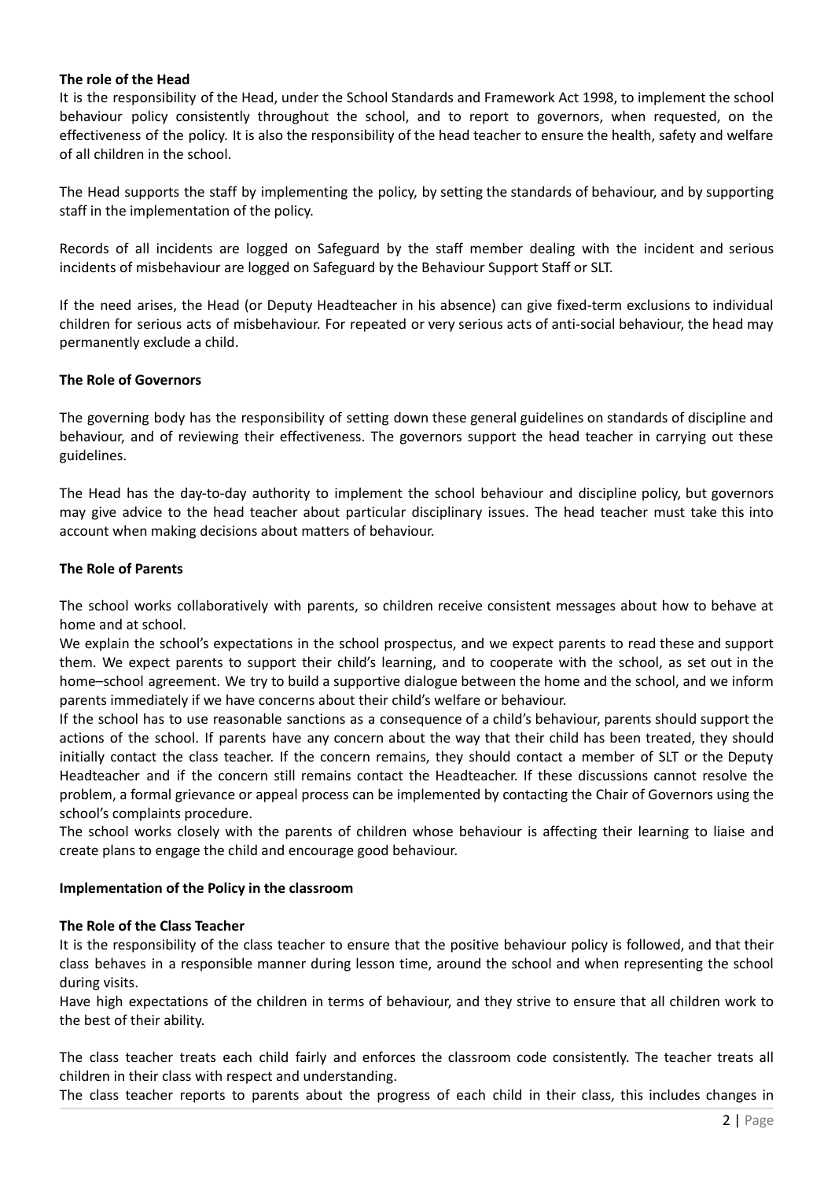**The role of the Head**

It is the responsibility of the Head, under the School Standards and Framework Act 1998, to implement the school behaviour policy consistently throughout the school, and to report to governors, when requested, on the effectiveness of the policy. It is also the responsibility of the head teacher to ensure the health, safety and welfare of all children in the school.

The Head supports the staff by implementing the policy, by setting the standards of behaviour, and by supporting staff in the implementation of the policy.

Records of all incidents are logged on Safeguard by the staff member dealing with the incident and serious incidents of misbehaviour are logged on Safeguard by the Behaviour Support Staff or SLT.

If the need arises, the Head (or Deputy Headteacher in his absence) can give fixed-term exclusions to individual children for serious acts of misbehaviour. For repeated or very serious acts of anti-social behaviour, the head may permanently exclude a child.

**The Role of Governors**

The governing body has the responsibility of setting down these general guidelines on standards of discipline and behaviour, and of reviewing their effectiveness. The governors support the head teacher in carrying out these guidelines.

The Head has the day-to-day authority to implement the school behaviour and discipline policy, but governors may give advice to the head teacher about particular disciplinary issues. The head teacher must take this into account when making decisions about matters of behaviour.

**The Role of Parents**

The school works collaboratively with parents, so children receive consistent messages about how to behave at home and at school.

We explain the school's expectations in the school prospectus, and we expect parents to read these and support them. We expect parents to support their child's learning, and to cooperate with the school, as set out in the home–school agreement. We try to build a supportive dialogue between the home and the school, and we inform parents immediately if we have concerns about their child's welfare or behaviour.

If the school has to use reasonable sanctions as a consequence of a child's behaviour, parents should support the actions of the school. If parents have any concern about the way that their child has been treated, they should initially contact the class teacher. If the concern remains, they should contact a member of SLT or the Deputy Headteacher and if the concern still remains contact the Headteacher. If these discussions cannot resolve the problem, a formal grievance or appeal process can be implemented by contacting the Chair of Governors using the school's complaints procedure.

The school works closely with the parents of children whose behaviour is affecting their learning to liaise and create plans to engage the child and encourage good behaviour.

**Implementation of the Policy in the classroom**

**The Role of the Class Teacher**

It is the responsibility of the class teacher to ensure that the positive behaviour policy is followed, and that their class behaves in a responsible manner during lesson time, around the school and when representing the school during visits.

Have high expectations of the children in terms of behaviour, and they strive to ensure that all children work to the best of their ability.

The class teacher treats each child fairly and enforces the classroom code consistently. The teacher treats all children in their class with respect and understanding.

The class teacher reports to parents about the progress of each child in their class, this includes changes in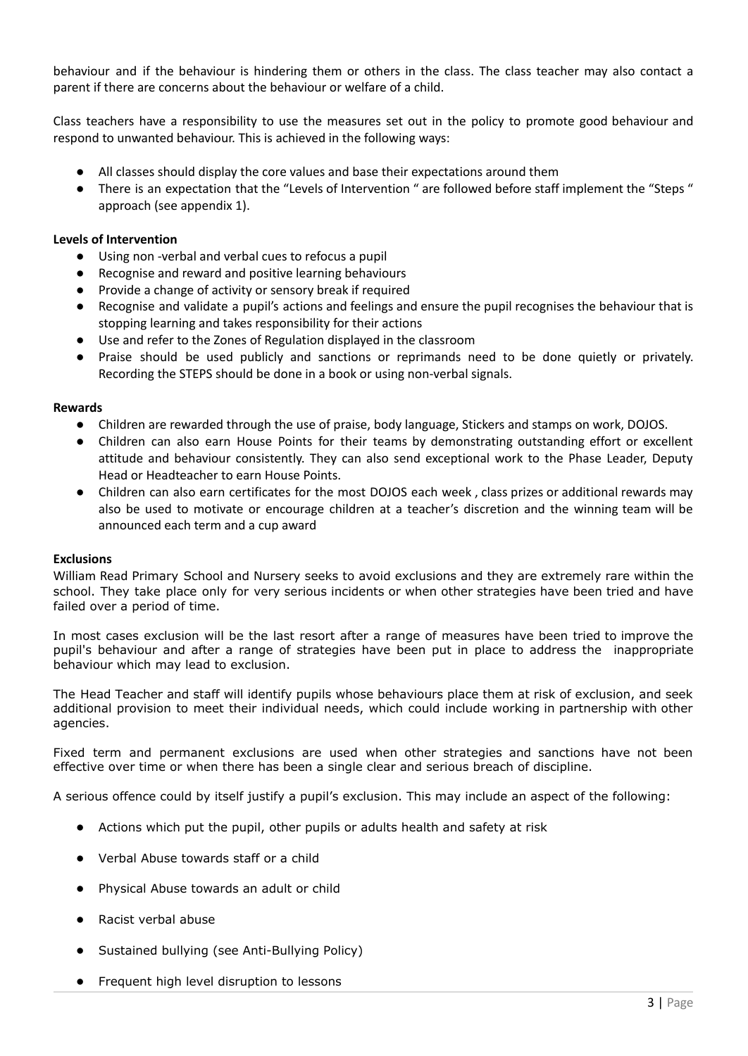behaviour and if the behaviour is hindering them or others in the class. The class teacher may also contact a parent if there are concerns about the behaviour or welfare of a child.

Class teachers have a responsibility to use the measures set out in the policy to promote good behaviour and respond to unwanted behaviour. This is achieved in the following ways:

- All classes should display the core values and base their expectations around them
- There is an expectation that the "Levels of Intervention " are followed before staff implement the "Steps " approach (see appendix 1).

**Levels of Intervention**

- Using non -verbal and verbal cues to refocus a pupil
- Recognise and reward and positive learning behaviours
- Provide a change of activity or sensory break if required
- Recognise and validate a pupil's actions and feelings and ensure the pupil recognises the behaviour that is stopping learning and takes responsibility for their actions
- Use and refer to the Zones of Regulation displayed in the classroom
- Praise should be used publicly and sanctions or reprimands need to be done quietly or privately. Recording the STEPS should be done in a book or using non-verbal signals.

**Rewards**

- Children are rewarded through the use of praise, body language, Stickers and stamps on work, DOJOS.
- Children can also earn House Points for their teams by demonstrating outstanding effort or excellent attitude and behaviour consistently. They can also send exceptional work to the Phase Leader, Deputy Head or Headteacher to earn House Points.
- Children can also earn certificates for the most DOJOS each week , class prizes or additional rewards may also be used to motivate or encourage children at a teacher's discretion and the winning team will be announced each term and a cup award

**Exclusions**

William Read Primary School and Nursery seeks to avoid exclusions and they are extremely rare within the school. They take place only for very serious incidents or when other strategies have been tried and have failed over a period of time.

In most cases exclusion will be the last resort after a range of measures have been tried to improve the pupil's behaviour and after a range of strategies have been put in place to address the inappropriate behaviour which may lead to exclusion.

The Head Teacher and staff will identify pupils whose behaviours place them at risk of exclusion, and seek additional provision to meet their individual needs, which could include working in partnership with other agencies.

Fixed term and permanent exclusions are used when other strategies and sanctions have not been effective over time or when there has been a single clear and serious breach of discipline.

A serious offence could by itself justify a pupil's exclusion. This may include an aspect of the following:

- Actions which put the pupil, other pupils or adults health and safety at risk
- Verbal Abuse towards staff or a child
- Physical Abuse towards an adult or child
- Racist verbal abuse
- Sustained bullying (see Anti-Bullying Policy)
- Frequent high level disruption to lessons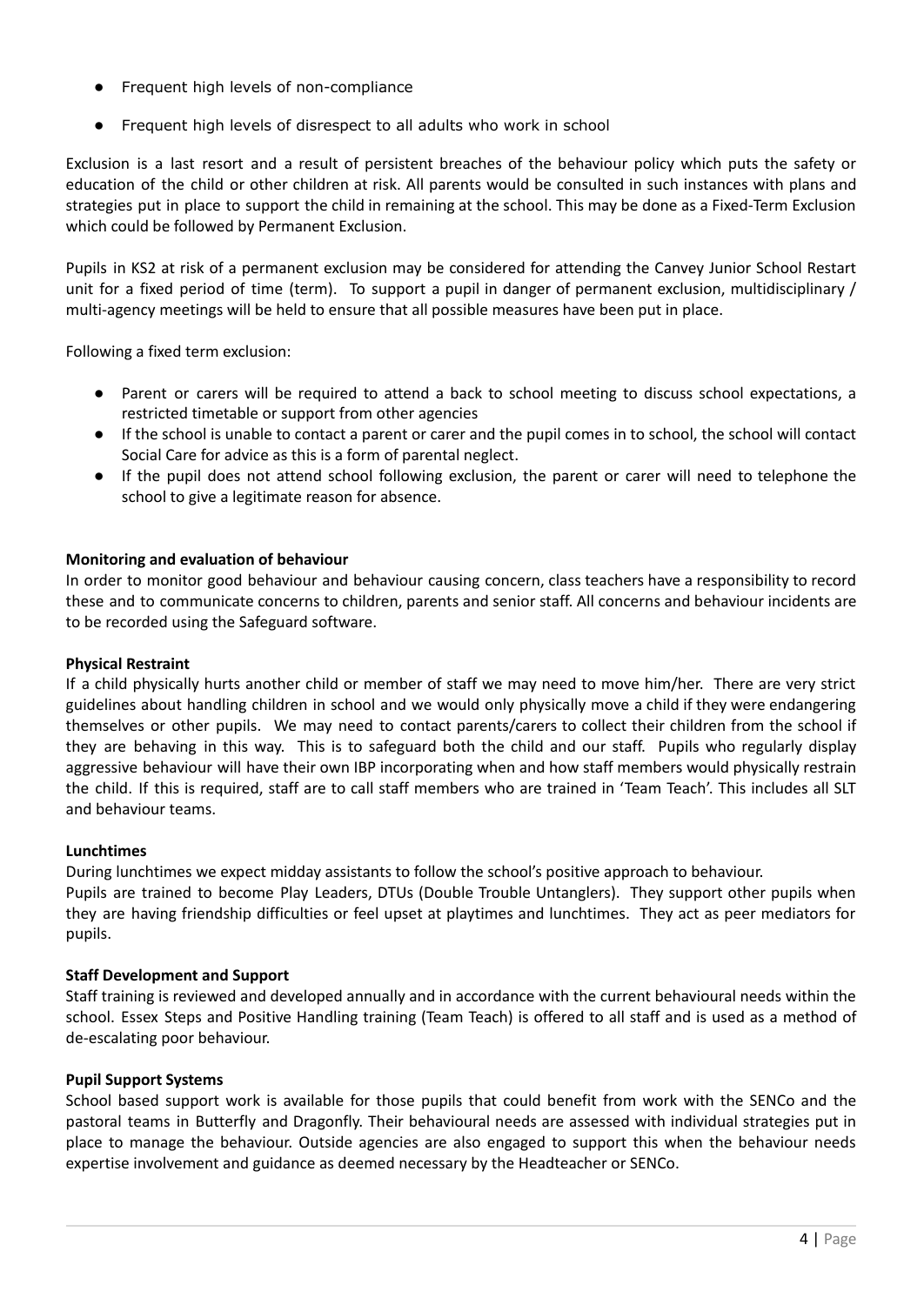- Frequent high levels of non-compliance
- Frequent high levels of disrespect to all adults who work in school

Exclusion is a last resort and a result of persistent breaches of the behaviour policy which puts the safety or education of the child or other children at risk. All parents would be consulted in such instances with plans and strategies put in place to support the child in remaining at the school. This may be done as a Fixed-Term Exclusion which could be followed by Permanent Exclusion.

Pupils in KS2 at risk of a permanent exclusion may be considered for attending the Canvey Junior School Restart unit for a fixed period of time (term). To support a pupil in danger of permanent exclusion, multidisciplinary / multi-agency meetings will be held to ensure that all possible measures have been put in place.

Following a fixed term exclusion:

- Parent or carers will be required to attend a back to school meeting to discuss school expectations, a restricted timetable or support from other agencies
- If the school is unable to contact a parent or carer and the pupil comes in to school, the school will contact Social Care for advice as this is a form of parental neglect.
- If the pupil does not attend school following exclusion, the parent or carer will need to telephone the school to give a legitimate reason for absence.

**Monitoring and evaluation of behaviour**

In order to monitor good behaviour and behaviour causing concern, class teachers have a responsibility to record these and to communicate concerns to children, parents and senior staff. All concerns and behaviour incidents are to be recorded using the Safeguard software.

**Physical Restraint**

If a child physically hurts another child or member of staff we may need to move him/her. There are very strict guidelines about handling children in school and we would only physically move a child if they were endangering themselves or other pupils. We may need to contact parents/carers to collect their children from the school if they are behaving in this way. This is to safeguard both the child and our staff. Pupils who regularly display aggressive behaviour will have their own IBP incorporating when and how staff members would physically restrain the child. If this is required, staff are to call staff members who are trained in 'Team Teach'. This includes all SLT and behaviour teams.

**Lunchtimes**

During lunchtimes we expect midday assistants to follow the school's positive approach to behaviour.
Pupils are trained to become Play Leaders, DTUs (Double Trouble Untanglers). They support other pupils when they are having friendship difficulties or feel upset at playtimes and lunchtimes. They act as peer mediators for pupils.

**Staff Development and Support**

Staff training is reviewed and developed annually and in accordance with the current behavioural needs within the school. Essex Steps and Positive Handling training (Team Teach) is offered to all staff and is used as a method of de-escalating poor behaviour.

**Pupil Support Systems**

School based support work is available for those pupils that could benefit from work with the SENCo and the pastoral teams in Butterfly and Dragonfly. Their behavioural needs are assessed with individual strategies put in place to manage the behaviour. Outside agencies are also engaged to support this when the behaviour needs expertise involvement and guidance as deemed necessary by the Headteacher or SENCo.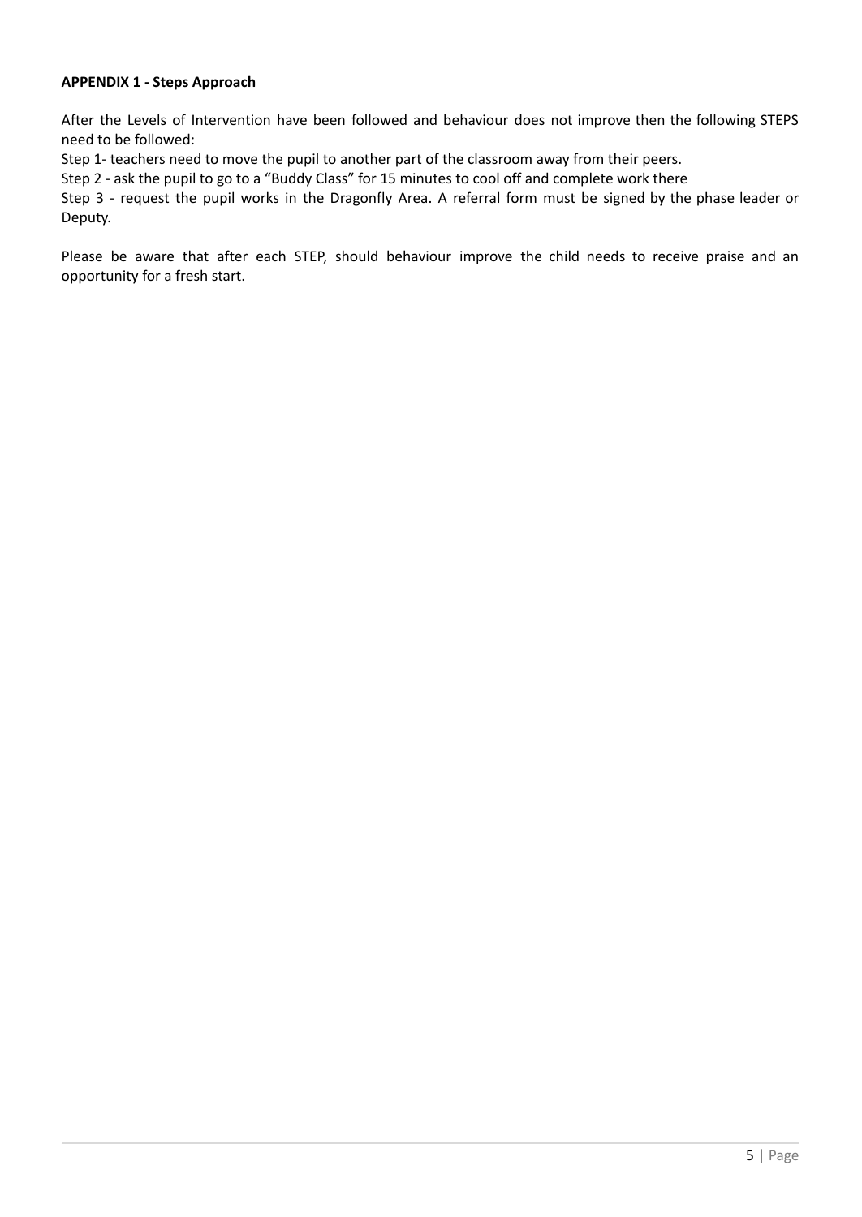**APPENDIX 1 - Steps Approach**

After the Levels of Intervention have been followed and behaviour does not improve then the following STEPS need to be followed:

Step 1- teachers need to move the pupil to another part of the classroom away from their peers.

Step 2 - ask the pupil to go to a "Buddy Class" for 15 minutes to cool off and complete work there

Step 3 - request the pupil works in the Dragonfly Area. A referral form must be signed by the phase leader or Deputy.

Please be aware that after each STEP, should behaviour improve the child needs to receive praise and an opportunity for a fresh start.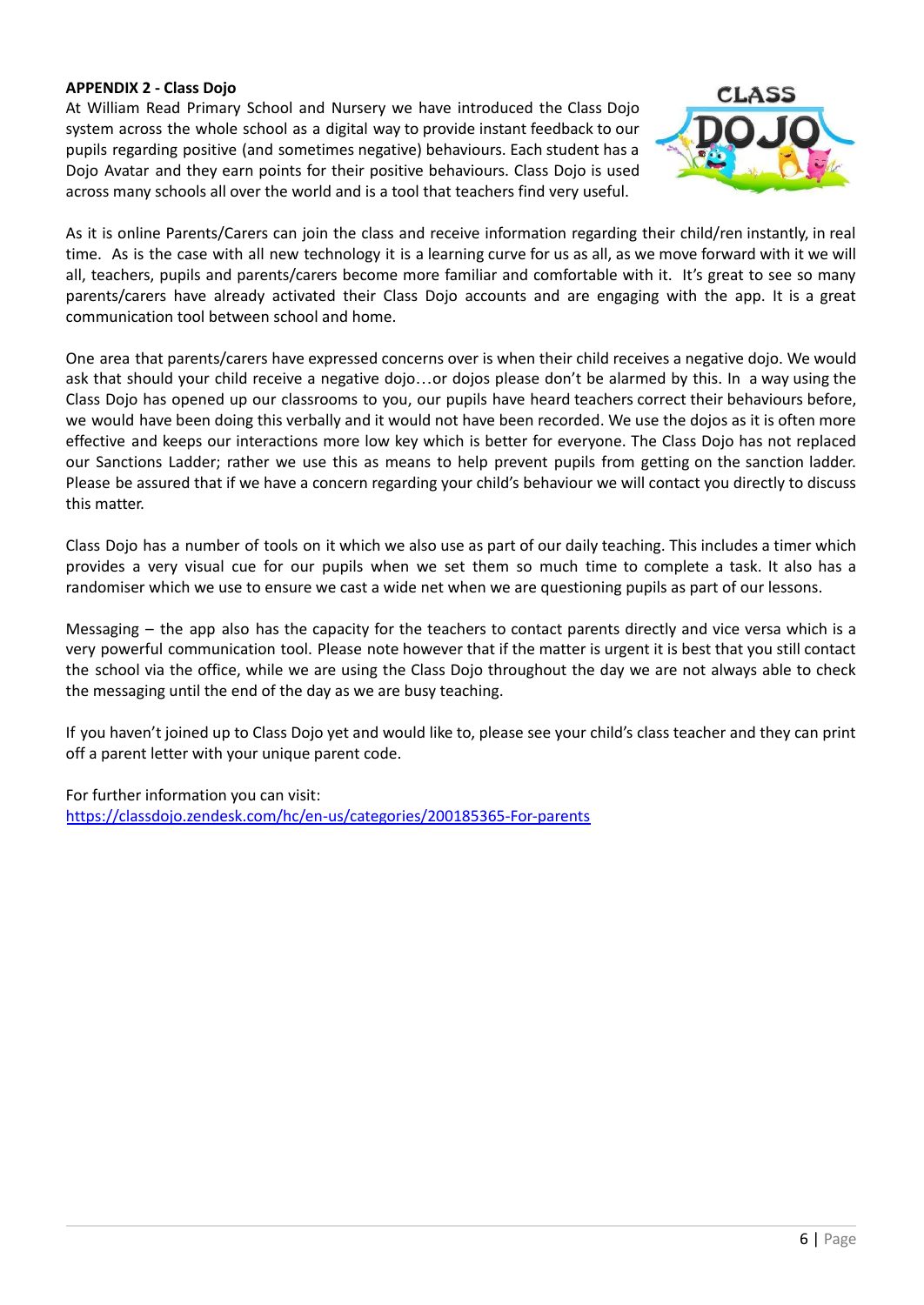**APPENDIX 2 - Class Dojo**

At William Read Primary School and Nursery we have introduced the Class Dojo system across the whole school as a digital way to provide instant feedback to our pupils regarding positive (and sometimes negative) behaviours. Each student has a Dojo Avatar and they earn points for their positive behaviours. Class Dojo is used across many schools all over the world and is a tool that teachers find very useful.

As it is online Parents/Carers can join the class and receive information regarding their child/ren instantly, in real time. As is the case with all new technology it is a learning curve for us as all, as we move forward with it we will all, teachers, pupils and parents/carers become more familiar and comfortable with it. It's great to see so many parents/carers have already activated their Class Dojo accounts and are engaging with the app. It is a great communication tool between school and home.

One area that parents/carers have expressed concerns over is when their child receives a negative dojo. We would ask that should your child receive a negative dojo…or dojos please don't be alarmed by this. In a way using the Class Dojo has opened up our classrooms to you, our pupils have heard teachers correct their behaviours before, we would have been doing this verbally and it would not have been recorded. We use the dojos as it is often more effective and keeps our interactions more low key which is better for everyone. The Class Dojo has not replaced our Sanctions Ladder; rather we use this as means to help prevent pupils from getting on the sanction ladder. Please be assured that if we have a concern regarding your child's behaviour we will contact you directly to discuss this matter.

Class Dojo has a number of tools on it which we also use as part of our daily teaching. This includes a timer which provides a very visual cue for our pupils when we set them so much time to complete a task. It also has a randomiser which we use to ensure we cast a wide net when we are questioning pupils as part of our lessons.

Messaging – the app also has the capacity for the teachers to contact parents directly and vice versa which is a very powerful communication tool. Please note however that if the matter is urgent it is best that you still contact the school via the office, while we are using the Class Dojo throughout the day we are not always able to check the messaging until the end of the day as we are busy teaching.

If you haven't joined up to Class Dojo yet and would like to, please see your child's class teacher and they can print off a parent letter with your unique parent code.

For further information you can visit:
https://classdojo.zendesk.com/hc/en-us/categories/200185365-For-parents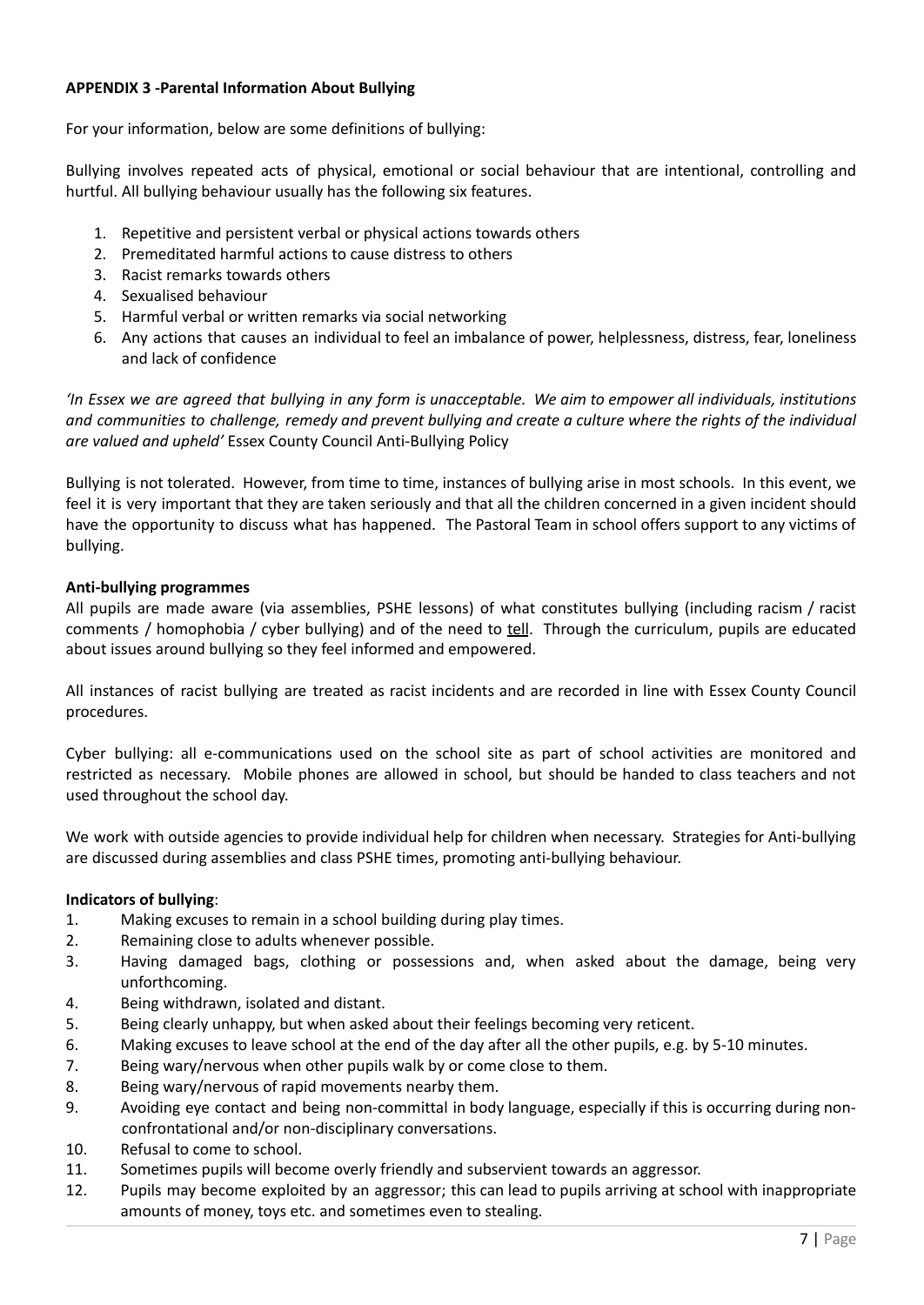**APPENDIX 3 -Parental Information About Bullying**

For your information, below are some definitions of bullying:

Bullying involves repeated acts of physical, emotional or social behaviour that are intentional, controlling and hurtful. All bullying behaviour usually has the following six features.

1. Repetitive and persistent verbal or physical actions towards others
2. Premeditated harmful actions to cause distress to others
3. Racist remarks towards others
4. Sexualised behaviour
5. Harmful verbal or written remarks via social networking
6. Any actions that causes an individual to feel an imbalance of power, helplessness, distress, fear, loneliness and lack of confidence

*'In Essex we are agreed that bullying in any form is unacceptable. We aim to empower all individuals, institutions and communities to challenge, remedy and prevent bullying and create a culture where the rights of the individual are valued and upheld'* Essex County Council Anti-Bullying Policy

Bullying is not tolerated. However, from time to time, instances of bullying arise in most schools. In this event, we feel it is very important that they are taken seriously and that all the children concerned in a given incident should have the opportunity to discuss what has happened. The Pastoral Team in school offers support to any victims of bullying.

**Anti-bullying programmes**

All pupils are made aware (via assemblies, PSHE lessons) of what constitutes bullying (including racism / racist comments / homophobia / cyber bullying) and of the need to tell. Through the curriculum, pupils are educated about issues around bullying so they feel informed and empowered.

All instances of racist bullying are treated as racist incidents and are recorded in line with Essex County Council procedures.

Cyber bullying: all e-communications used on the school site as part of school activities are monitored and restricted as necessary. Mobile phones are allowed in school, but should be handed to class teachers and not used throughout the school day.

We work with outside agencies to provide individual help for children when necessary. Strategies for Anti-bullying are discussed during assemblies and class PSHE times, promoting anti-bullying behaviour.

**Indicators of bullying**:

1. Making excuses to remain in a school building during play times.
2. Remaining close to adults whenever possible.
3. Having damaged bags, clothing or possessions and, when asked about the damage, being very unforthcoming.
4. Being withdrawn, isolated and distant.
5. Being clearly unhappy, but when asked about their feelings becoming very reticent.
6. Making excuses to leave school at the end of the day after all the other pupils, e.g. by 5-10 minutes.
7. Being wary/nervous when other pupils walk by or come close to them.
8. Being wary/nervous of rapid movements nearby them.
9. Avoiding eye contact and being non-committal in body language, especially if this is occurring during non-confrontational and/or non-disciplinary conversations.
10. Refusal to come to school.
11. Sometimes pupils will become overly friendly and subservient towards an aggressor.
12. Pupils may become exploited by an aggressor; this can lead to pupils arriving at school with inappropriate amounts of money, toys etc. and sometimes even to stealing.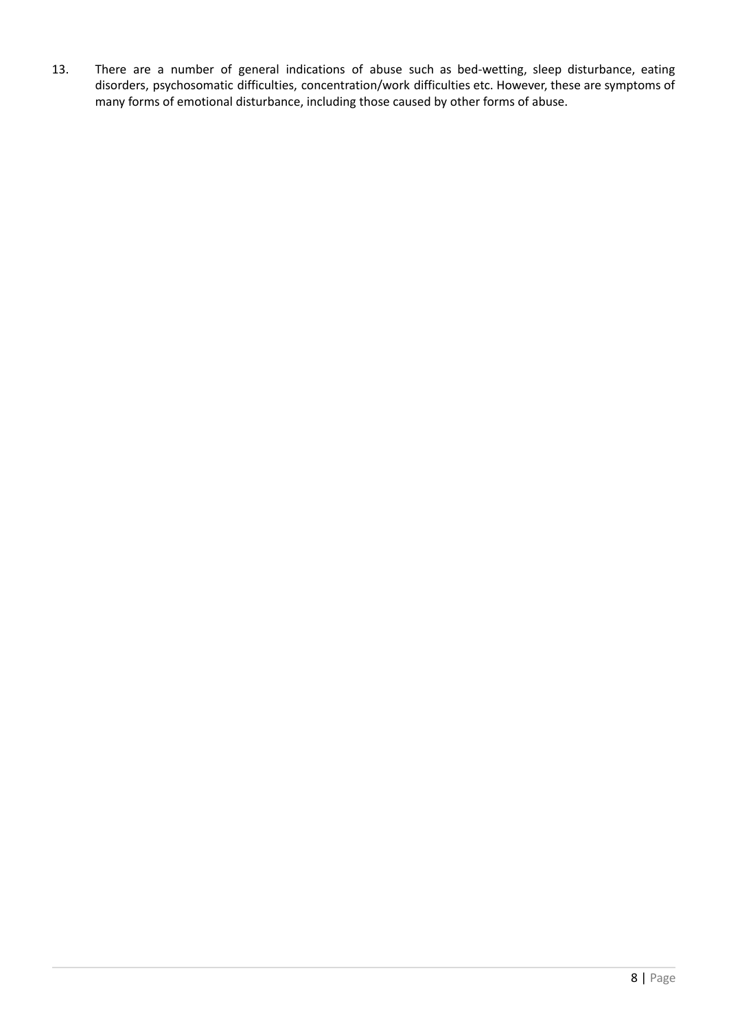13. There are a number of general indications of abuse such as bed-wetting, sleep disturbance, eating disorders, psychosomatic difficulties, concentration/work difficulties etc. However, these are symptoms of many forms of emotional disturbance, including those caused by other forms of abuse.